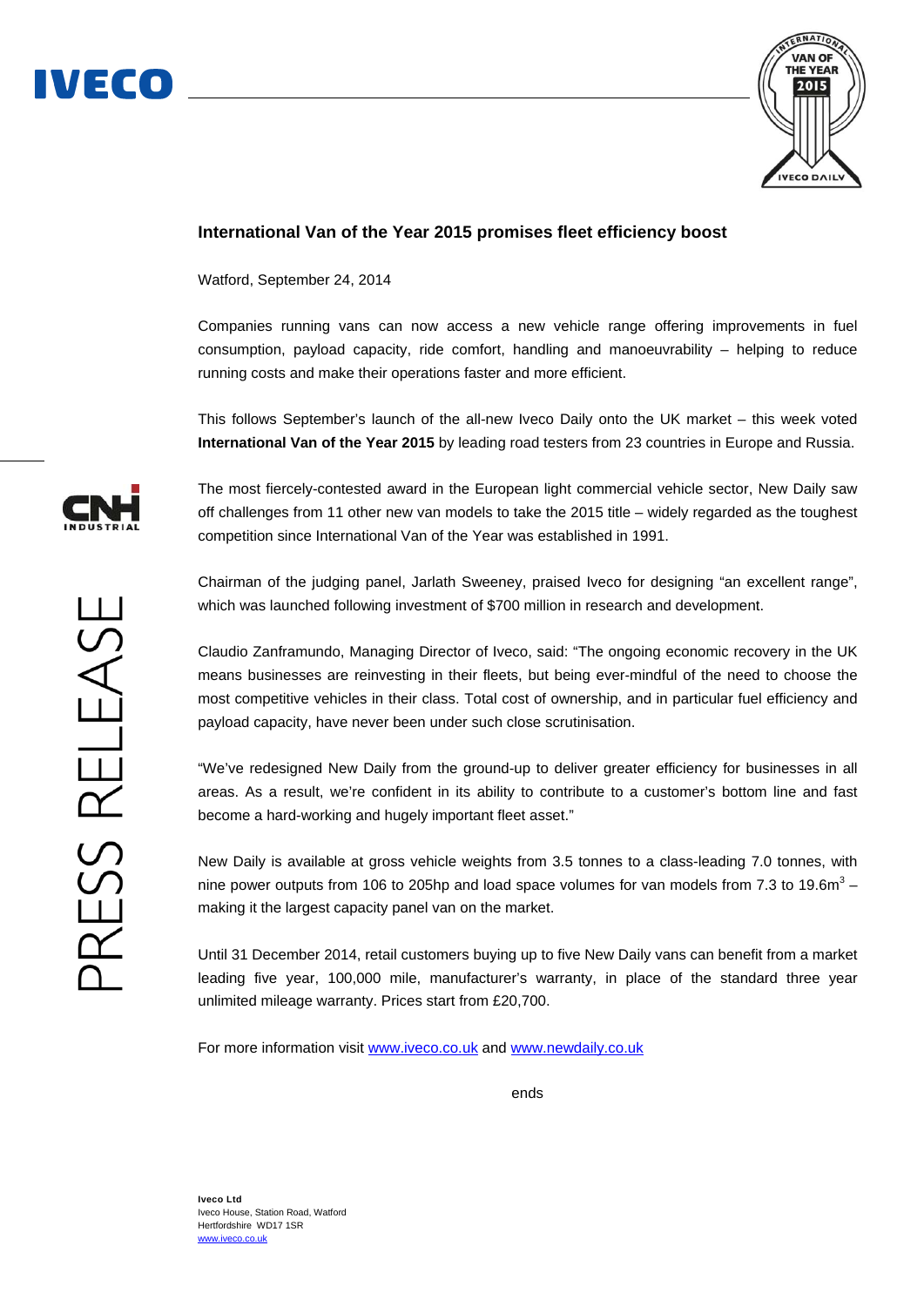# International Van of the Year 2015 promises fleet efficiency boost

Watford, September 24, 2014

Companies running vans can now access a new vehicle range offering improvements in fuel consumption, payload capacity, ride comfort, handling and manoeuvrability – helping to reduce running costs and make their operations faster and more efficient.

This follows September's launch of the all-new Iveco Daily onto the UK market – this week voted **International Van of the Year 2015** by leading road testers from 23 countries in Europe and Russia.

The most fiercely-contested award in the European light commercial vehicle sector, New Daily saw off challenges from 11 other new van models to take the 2015 title – widely regarded as the toughest competition since International Van of the Year was established in 1991.

Chairman of the judging panel, Jarlath Sweeney, praised Iveco for designing "an excellent range", which was launched following investment of $700 million in research and development.

Claudio Zanframundo, Managing Director of Iveco, said: "The ongoing economic recovery in the UK means businesses are reinvesting in their fleets, but being ever-mindful of the need to choose the most competitive vehicles in their class. Total cost of ownership, and in particular fuel efficiency and payload capacity, have never been under such close scrutinisation.

"We've redesigned New Daily from the ground-up to deliver greater efficiency for businesses in all areas. As a result, we're confident in its ability to contribute to a customer's bottom line and fast become a hard-working and hugely important fleet asset."

New Daily is available at gross vehicle weights from 3.5 tonnes to a class-leading 7.0 tonnes, with nine power outputs from 106 to 205hp and load space volumes for van models from 7.3 to 19.6m$^3$ – making it the largest capacity panel van on the market.

Until 31 December 2014, retail customers buying up to five New Daily vans can benefit from a market leading five year, 100,000 mile, manufacturer's warranty, in place of the standard three year unlimited mileage warranty. Prices start from £20,700.

For more information visit www.iveco.co.uk and www.newdaily.co.uk

ends

**Iveco Ltd**
Iveco House, Station Road, Watford
Hertfordshire WD17 1SR
www.iveco.co.uk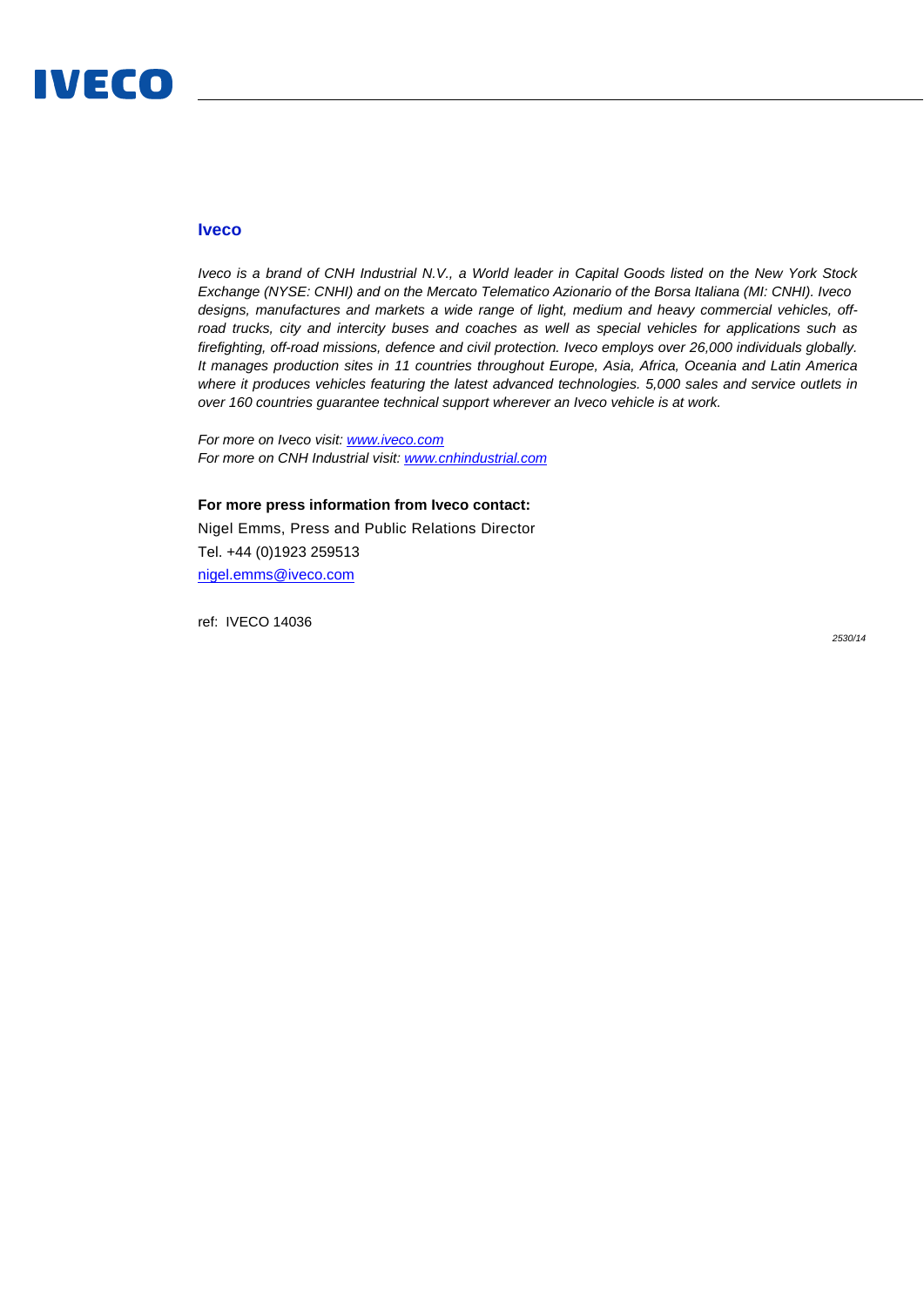## Iveco

*Iveco is a brand of CNH Industrial N.V., a World leader in Capital Goods listed on the New York Stock Exchange (NYSE: CNHI) and on the Mercato Telematico Azionario of the Borsa Italiana (MI: CNHI). Iveco designs, manufactures and markets a wide range of light, medium and heavy commercial vehicles, off-road trucks, city and intercity buses and coaches as well as special vehicles for applications such as firefighting, off-road missions, defence and civil protection. Iveco employs over 26,000 individuals globally. It manages production sites in 11 countries throughout Europe, Asia, Africa, Oceania and Latin America where it produces vehicles featuring the latest advanced technologies. 5,000 sales and service outlets in over 160 countries guarantee technical support wherever an Iveco vehicle is at work.*

*For more on Iveco visit: [www.iveco.com](http://www.iveco.com)*
*For more on CNH Industrial visit: [www.cnhindustrial.com](http://www.cnhindustrial.com)*

**For more press information from Iveco contact:**
Nigel Emms, Press and Public Relations Director
Tel. +44 (0)1923 259513
[nigel.emms@iveco.com](mailto:nigel.emms@iveco.com)

ref: IVECO 14036

*2530/14*